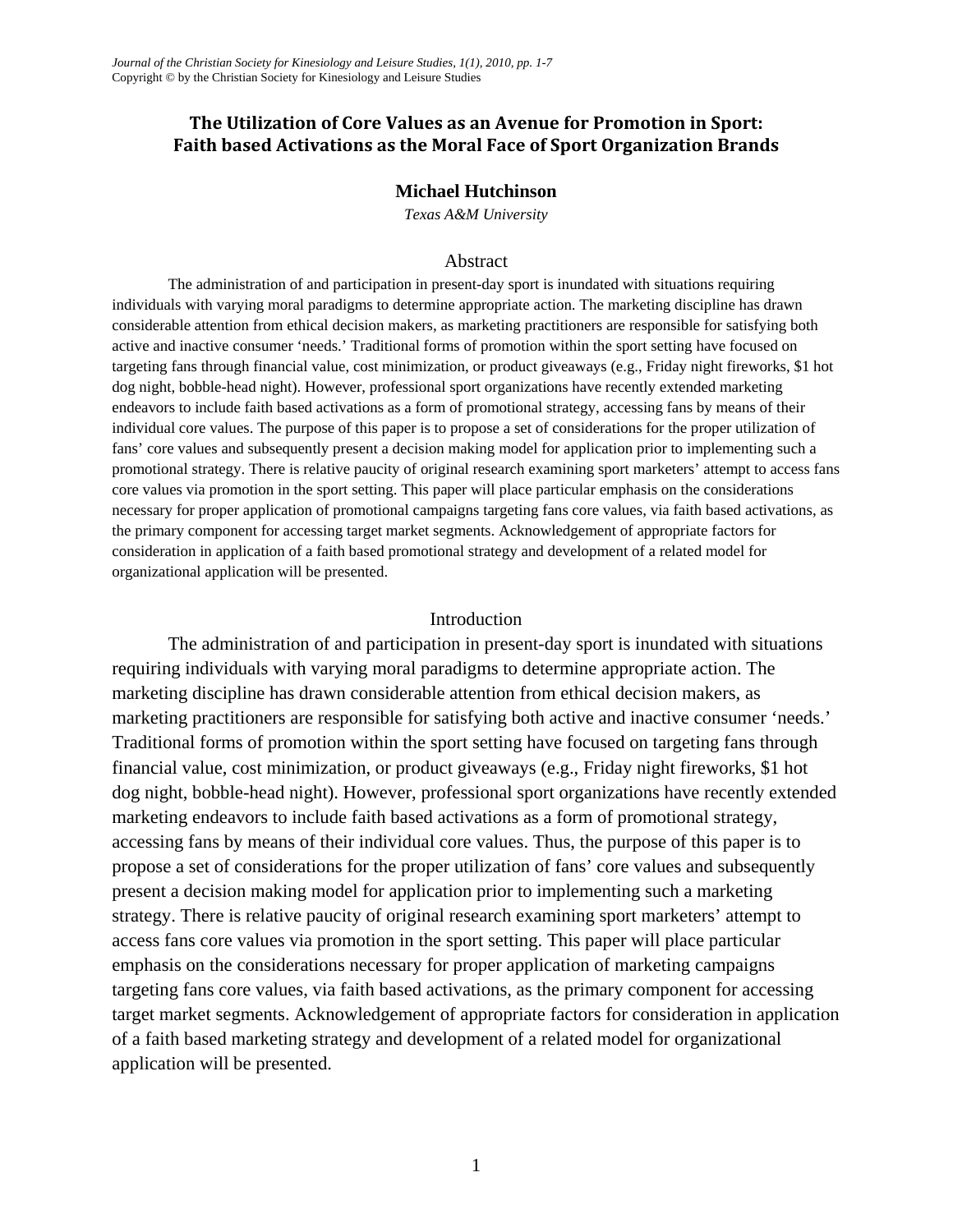*Journal of the Christian Society for Kinesiology and Leisure Studies, 1(1), 2010, pp. 1-7*
Copyright © by the Christian Society for Kinesiology and Leisure Studies

# The Utilization of Core Values as an Avenue for Promotion in Sport: Faith based Activations as the Moral Face of Sport Organization Brands

**Michael Hutchinson**

*Texas A&M University*

## Abstract

The administration of and participation in present-day sport is inundated with situations requiring individuals with varying moral paradigms to determine appropriate action. The marketing discipline has drawn considerable attention from ethical decision makers, as marketing practitioners are responsible for satisfying both active and inactive consumer 'needs.' Traditional forms of promotion within the sport setting have focused on targeting fans through financial value, cost minimization, or product giveaways (e.g., Friday night fireworks, $1 hot dog night, bobble-head night). However, professional sport organizations have recently extended marketing endeavors to include faith based activations as a form of promotional strategy, accessing fans by means of their individual core values. The purpose of this paper is to propose a set of considerations for the proper utilization of fans' core values and subsequently present a decision making model for application prior to implementing such a promotional strategy. There is relative paucity of original research examining sport marketers' attempt to access fans core values via promotion in the sport setting. This paper will place particular emphasis on the considerations necessary for proper application of promotional campaigns targeting fans core values, via faith based activations, as the primary component for accessing target market segments. Acknowledgement of appropriate factors for consideration in application of a faith based promotional strategy and development of a related model for organizational application will be presented.

## Introduction

The administration of and participation in present-day sport is inundated with situations requiring individuals with varying moral paradigms to determine appropriate action. The marketing discipline has drawn considerable attention from ethical decision makers, as marketing practitioners are responsible for satisfying both active and inactive consumer 'needs.' Traditional forms of promotion within the sport setting have focused on targeting fans through financial value, cost minimization, or product giveaways (e.g., Friday night fireworks, $1 hot dog night, bobble-head night). However, professional sport organizations have recently extended marketing endeavors to include faith based activations as a form of promotional strategy, accessing fans by means of their individual core values. Thus, the purpose of this paper is to propose a set of considerations for the proper utilization of fans' core values and subsequently present a decision making model for application prior to implementing such a marketing strategy. There is relative paucity of original research examining sport marketers' attempt to access fans core values via promotion in the sport setting. This paper will place particular emphasis on the considerations necessary for proper application of marketing campaigns targeting fans core values, via faith based activations, as the primary component for accessing target market segments. Acknowledgement of appropriate factors for consideration in application of a faith based marketing strategy and development of a related model for organizational application will be presented.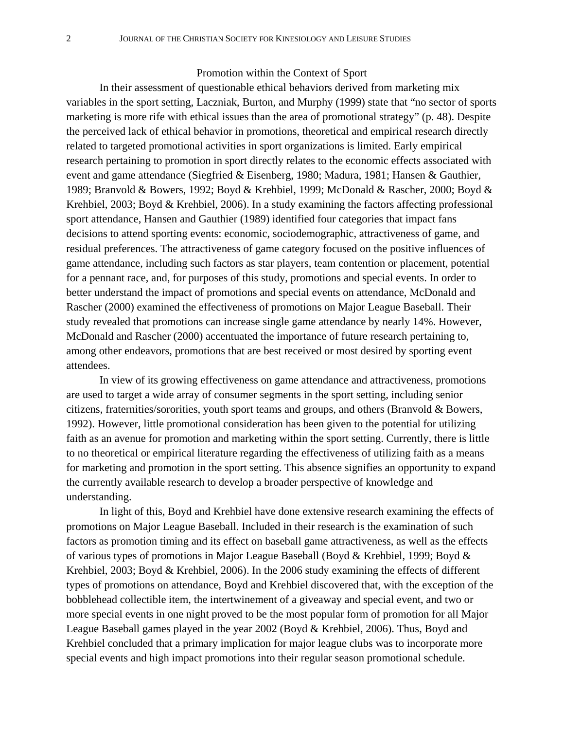## Promotion within the Context of Sport

In their assessment of questionable ethical behaviors derived from marketing mix variables in the sport setting, Laczniak, Burton, and Murphy (1999) state that "no sector of sports marketing is more rife with ethical issues than the area of promotional strategy" (p. 48). Despite the perceived lack of ethical behavior in promotions, theoretical and empirical research directly related to targeted promotional activities in sport organizations is limited. Early empirical research pertaining to promotion in sport directly relates to the economic effects associated with event and game attendance (Siegfried & Eisenberg, 1980; Madura, 1981; Hansen & Gauthier, 1989; Branvold & Bowers, 1992; Boyd & Krehbiel, 1999; McDonald & Rascher, 2000; Boyd & Krehbiel, 2003; Boyd & Krehbiel, 2006). In a study examining the factors affecting professional sport attendance, Hansen and Gauthier (1989) identified four categories that impact fans decisions to attend sporting events: economic, sociodemographic, attractiveness of game, and residual preferences. The attractiveness of game category focused on the positive influences of game attendance, including such factors as star players, team contention or placement, potential for a pennant race, and, for purposes of this study, promotions and special events. In order to better understand the impact of promotions and special events on attendance, McDonald and Rascher (2000) examined the effectiveness of promotions on Major League Baseball. Their study revealed that promotions can increase single game attendance by nearly 14%. However, McDonald and Rascher (2000) accentuated the importance of future research pertaining to, among other endeavors, promotions that are best received or most desired by sporting event attendees.

In view of its growing effectiveness on game attendance and attractiveness, promotions are used to target a wide array of consumer segments in the sport setting, including senior citizens, fraternities/sororities, youth sport teams and groups, and others (Branvold & Bowers, 1992). However, little promotional consideration has been given to the potential for utilizing faith as an avenue for promotion and marketing within the sport setting. Currently, there is little to no theoretical or empirical literature regarding the effectiveness of utilizing faith as a means for marketing and promotion in the sport setting. This absence signifies an opportunity to expand the currently available research to develop a broader perspective of knowledge and understanding.

In light of this, Boyd and Krehbiel have done extensive research examining the effects of promotions on Major League Baseball. Included in their research is the examination of such factors as promotion timing and its effect on baseball game attractiveness, as well as the effects of various types of promotions in Major League Baseball (Boyd & Krehbiel, 1999; Boyd & Krehbiel, 2003; Boyd & Krehbiel, 2006). In the 2006 study examining the effects of different types of promotions on attendance, Boyd and Krehbiel discovered that, with the exception of the bobblehead collectible item, the intertwinement of a giveaway and special event, and two or more special events in one night proved to be the most popular form of promotion for all Major League Baseball games played in the year 2002 (Boyd & Krehbiel, 2006). Thus, Boyd and Krehbiel concluded that a primary implication for major league clubs was to incorporate more special events and high impact promotions into their regular season promotional schedule.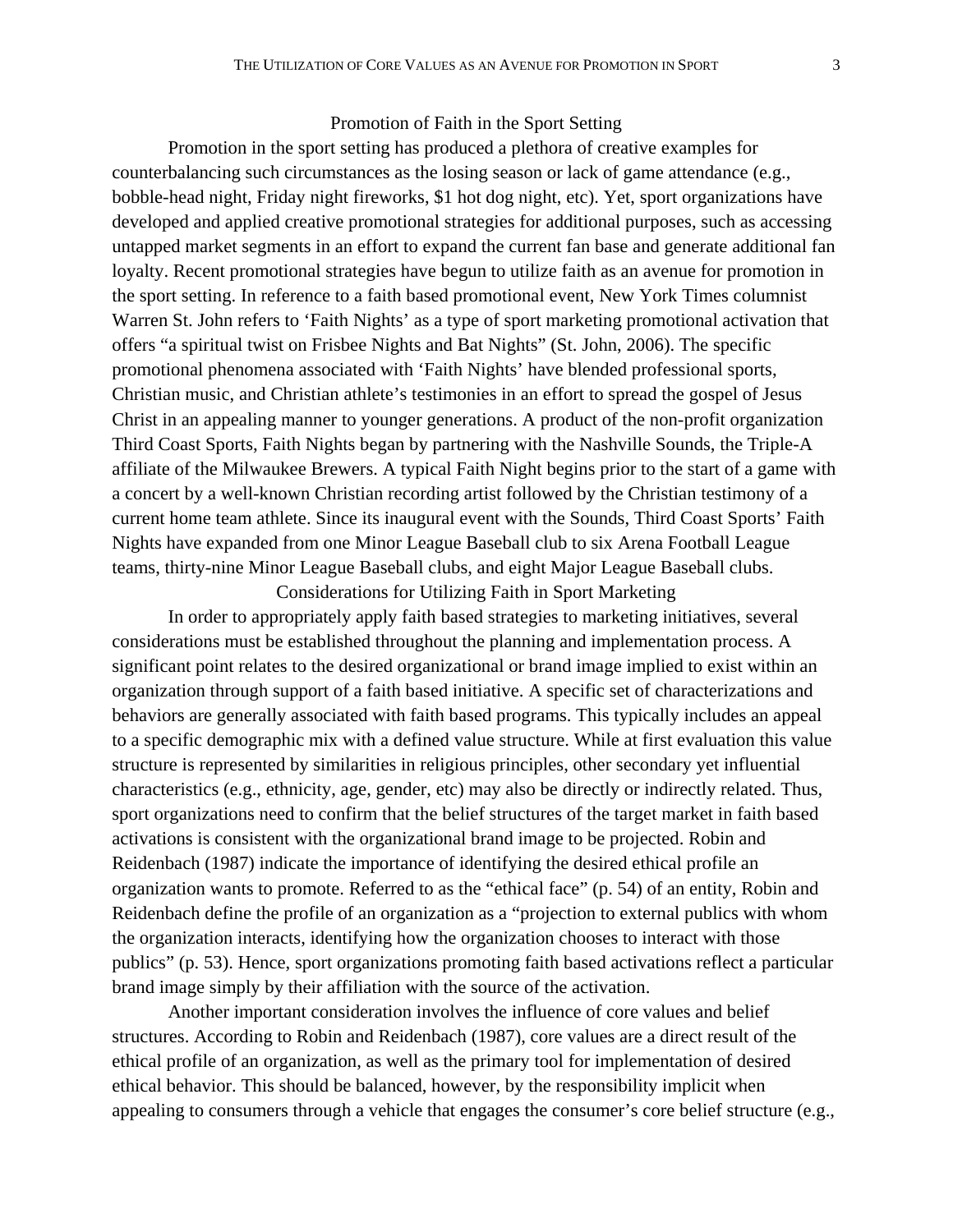## Promotion of Faith in the Sport Setting

Promotion in the sport setting has produced a plethora of creative examples for counterbalancing such circumstances as the losing season or lack of game attendance (e.g., bobble-head night, Friday night fireworks, $1 hot dog night, etc). Yet, sport organizations have developed and applied creative promotional strategies for additional purposes, such as accessing untapped market segments in an effort to expand the current fan base and generate additional fan loyalty. Recent promotional strategies have begun to utilize faith as an avenue for promotion in the sport setting. In reference to a faith based promotional event, New York Times columnist Warren St. John refers to 'Faith Nights' as a type of sport marketing promotional activation that offers "a spiritual twist on Frisbee Nights and Bat Nights" (St. John, 2006). The specific promotional phenomena associated with 'Faith Nights' have blended professional sports, Christian music, and Christian athlete's testimonies in an effort to spread the gospel of Jesus Christ in an appealing manner to younger generations. A product of the non-profit organization Third Coast Sports, Faith Nights began by partnering with the Nashville Sounds, the Triple-A affiliate of the Milwaukee Brewers. A typical Faith Night begins prior to the start of a game with a concert by a well-known Christian recording artist followed by the Christian testimony of a current home team athlete. Since its inaugural event with the Sounds, Third Coast Sports' Faith Nights have expanded from one Minor League Baseball club to six Arena Football League teams, thirty-nine Minor League Baseball clubs, and eight Major League Baseball clubs.

## Considerations for Utilizing Faith in Sport Marketing

In order to appropriately apply faith based strategies to marketing initiatives, several considerations must be established throughout the planning and implementation process. A significant point relates to the desired organizational or brand image implied to exist within an organization through support of a faith based initiative. A specific set of characterizations and behaviors are generally associated with faith based programs. This typically includes an appeal to a specific demographic mix with a defined value structure. While at first evaluation this value structure is represented by similarities in religious principles, other secondary yet influential characteristics (e.g., ethnicity, age, gender, etc) may also be directly or indirectly related. Thus, sport organizations need to confirm that the belief structures of the target market in faith based activations is consistent with the organizational brand image to be projected. Robin and Reidenbach (1987) indicate the importance of identifying the desired ethical profile an organization wants to promote. Referred to as the "ethical face" (p. 54) of an entity, Robin and Reidenbach define the profile of an organization as a "projection to external publics with whom the organization interacts, identifying how the organization chooses to interact with those publics" (p. 53). Hence, sport organizations promoting faith based activations reflect a particular brand image simply by their affiliation with the source of the activation.

Another important consideration involves the influence of core values and belief structures. According to Robin and Reidenbach (1987), core values are a direct result of the ethical profile of an organization, as well as the primary tool for implementation of desired ethical behavior. This should be balanced, however, by the responsibility implicit when appealing to consumers through a vehicle that engages the consumer's core belief structure (e.g.,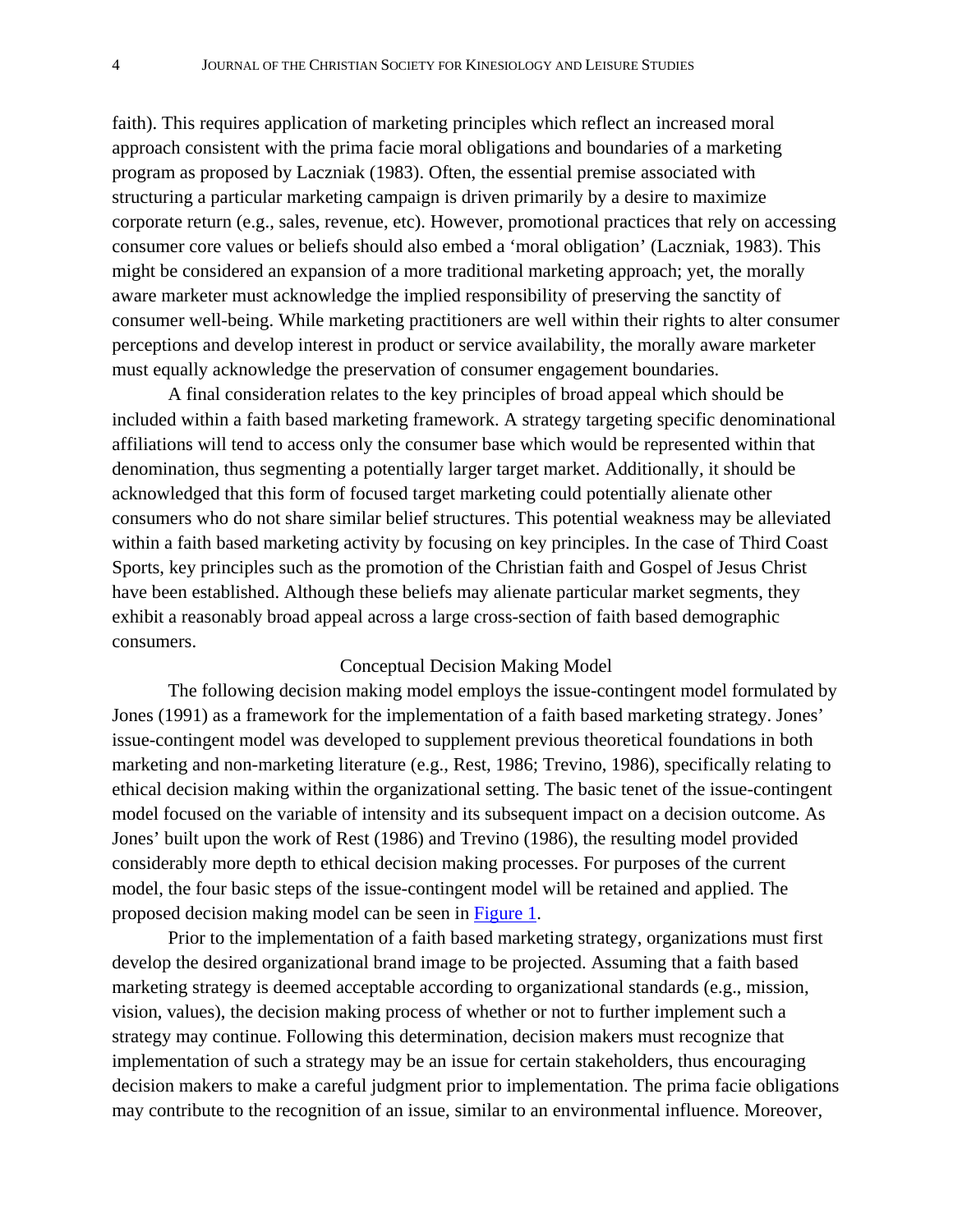faith). This requires application of marketing principles which reflect an increased moral approach consistent with the prima facie moral obligations and boundaries of a marketing program as proposed by Laczniak (1983). Often, the essential premise associated with structuring a particular marketing campaign is driven primarily by a desire to maximize corporate return (e.g., sales, revenue, etc). However, promotional practices that rely on accessing consumer core values or beliefs should also embed a 'moral obligation' (Laczniak, 1983). This might be considered an expansion of a more traditional marketing approach; yet, the morally aware marketer must acknowledge the implied responsibility of preserving the sanctity of consumer well-being. While marketing practitioners are well within their rights to alter consumer perceptions and develop interest in product or service availability, the morally aware marketer must equally acknowledge the preservation of consumer engagement boundaries.

A final consideration relates to the key principles of broad appeal which should be included within a faith based marketing framework. A strategy targeting specific denominational affiliations will tend to access only the consumer base which would be represented within that denomination, thus segmenting a potentially larger target market. Additionally, it should be acknowledged that this form of focused target marketing could potentially alienate other consumers who do not share similar belief structures. This potential weakness may be alleviated within a faith based marketing activity by focusing on key principles. In the case of Third Coast Sports, key principles such as the promotion of the Christian faith and Gospel of Jesus Christ have been established. Although these beliefs may alienate particular market segments, they exhibit a reasonably broad appeal across a large cross-section of faith based demographic consumers.

## Conceptual Decision Making Model

The following decision making model employs the issue-contingent model formulated by Jones (1991) as a framework for the implementation of a faith based marketing strategy. Jones' issue-contingent model was developed to supplement previous theoretical foundations in both marketing and non-marketing literature (e.g., Rest, 1986; Trevino, 1986), specifically relating to ethical decision making within the organizational setting. The basic tenet of the issue-contingent model focused on the variable of intensity and its subsequent impact on a decision outcome. As Jones' built upon the work of Rest (1986) and Trevino (1986), the resulting model provided considerably more depth to ethical decision making processes. For purposes of the current model, the four basic steps of the issue-contingent model will be retained and applied. The proposed decision making model can be seen in Figure 1.

Prior to the implementation of a faith based marketing strategy, organizations must first develop the desired organizational brand image to be projected. Assuming that a faith based marketing strategy is deemed acceptable according to organizational standards (e.g., mission, vision, values), the decision making process of whether or not to further implement such a strategy may continue. Following this determination, decision makers must recognize that implementation of such a strategy may be an issue for certain stakeholders, thus encouraging decision makers to make a careful judgment prior to implementation. The prima facie obligations may contribute to the recognition of an issue, similar to an environmental influence. Moreover,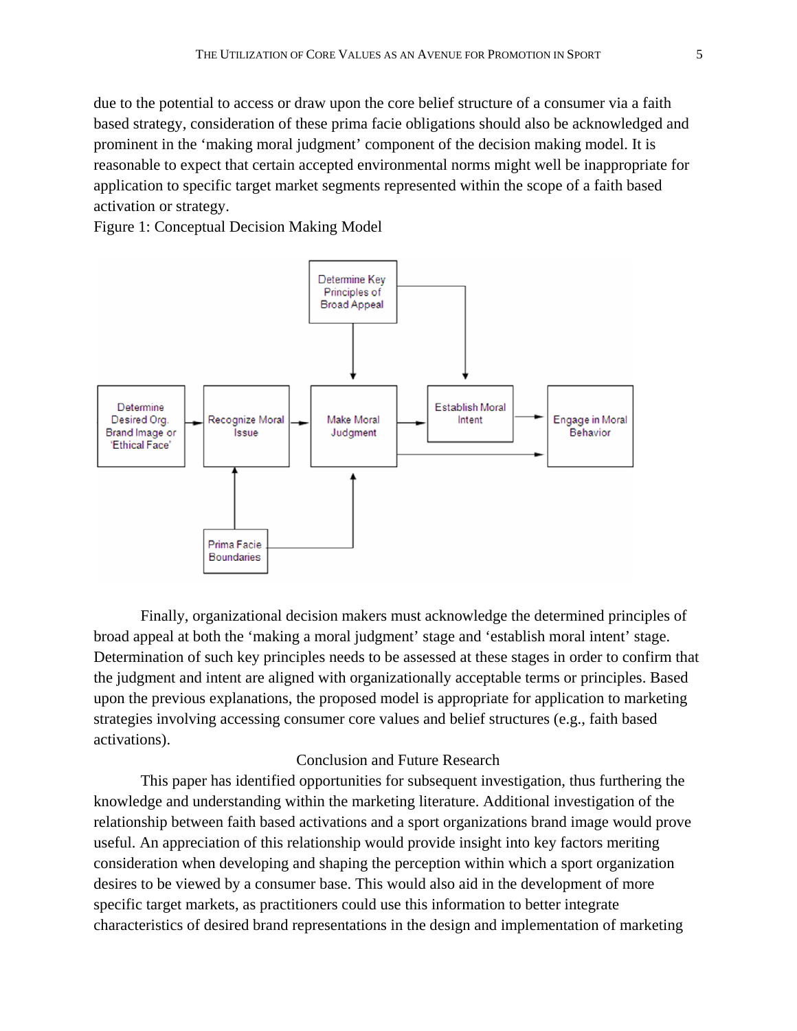due to the potential to access or draw upon the core belief structure of a consumer via a faith based strategy, consideration of these prima facie obligations should also be acknowledged and prominent in the 'making moral judgment' component of the decision making model. It is reasonable to expect that certain accepted environmental norms might well be inappropriate for application to specific target market segments represented within the scope of a faith based activation or strategy.

Figure 1: Conceptual Decision Making Model

Finally, organizational decision makers must acknowledge the determined principles of broad appeal at both the 'making a moral judgment' stage and 'establish moral intent' stage. Determination of such key principles needs to be assessed at these stages in order to confirm that the judgment and intent are aligned with organizationally acceptable terms or principles. Based upon the previous explanations, the proposed model is appropriate for application to marketing strategies involving accessing consumer core values and belief structures (e.g., faith based activations).

## Conclusion and Future Research

This paper has identified opportunities for subsequent investigation, thus furthering the knowledge and understanding within the marketing literature. Additional investigation of the relationship between faith based activations and a sport organizations brand image would prove useful. An appreciation of this relationship would provide insight into key factors meriting consideration when developing and shaping the perception within which a sport organization desires to be viewed by a consumer base. This would also aid in the development of more specific target markets, as practitioners could use this information to better integrate characteristics of desired brand representations in the design and implementation of marketing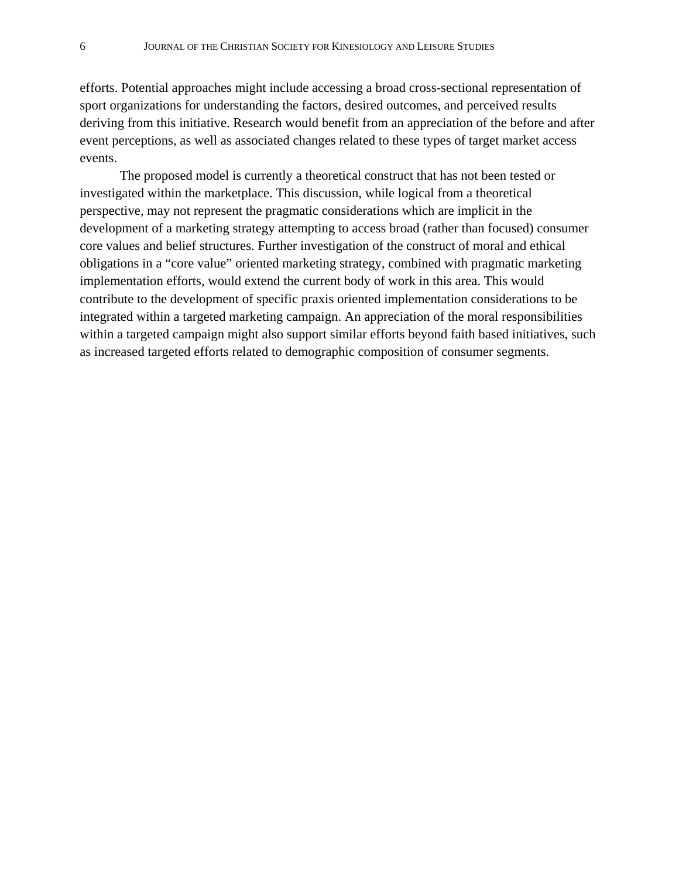efforts. Potential approaches might include accessing a broad cross-sectional representation of sport organizations for understanding the factors, desired outcomes, and perceived results deriving from this initiative. Research would benefit from an appreciation of the before and after event perceptions, as well as associated changes related to these types of target market access events.

The proposed model is currently a theoretical construct that has not been tested or investigated within the marketplace. This discussion, while logical from a theoretical perspective, may not represent the pragmatic considerations which are implicit in the development of a marketing strategy attempting to access broad (rather than focused) consumer core values and belief structures. Further investigation of the construct of moral and ethical obligations in a "core value" oriented marketing strategy, combined with pragmatic marketing implementation efforts, would extend the current body of work in this area. This would contribute to the development of specific praxis oriented implementation considerations to be integrated within a targeted marketing campaign. An appreciation of the moral responsibilities within a targeted campaign might also support similar efforts beyond faith based initiatives, such as increased targeted efforts related to demographic composition of consumer segments.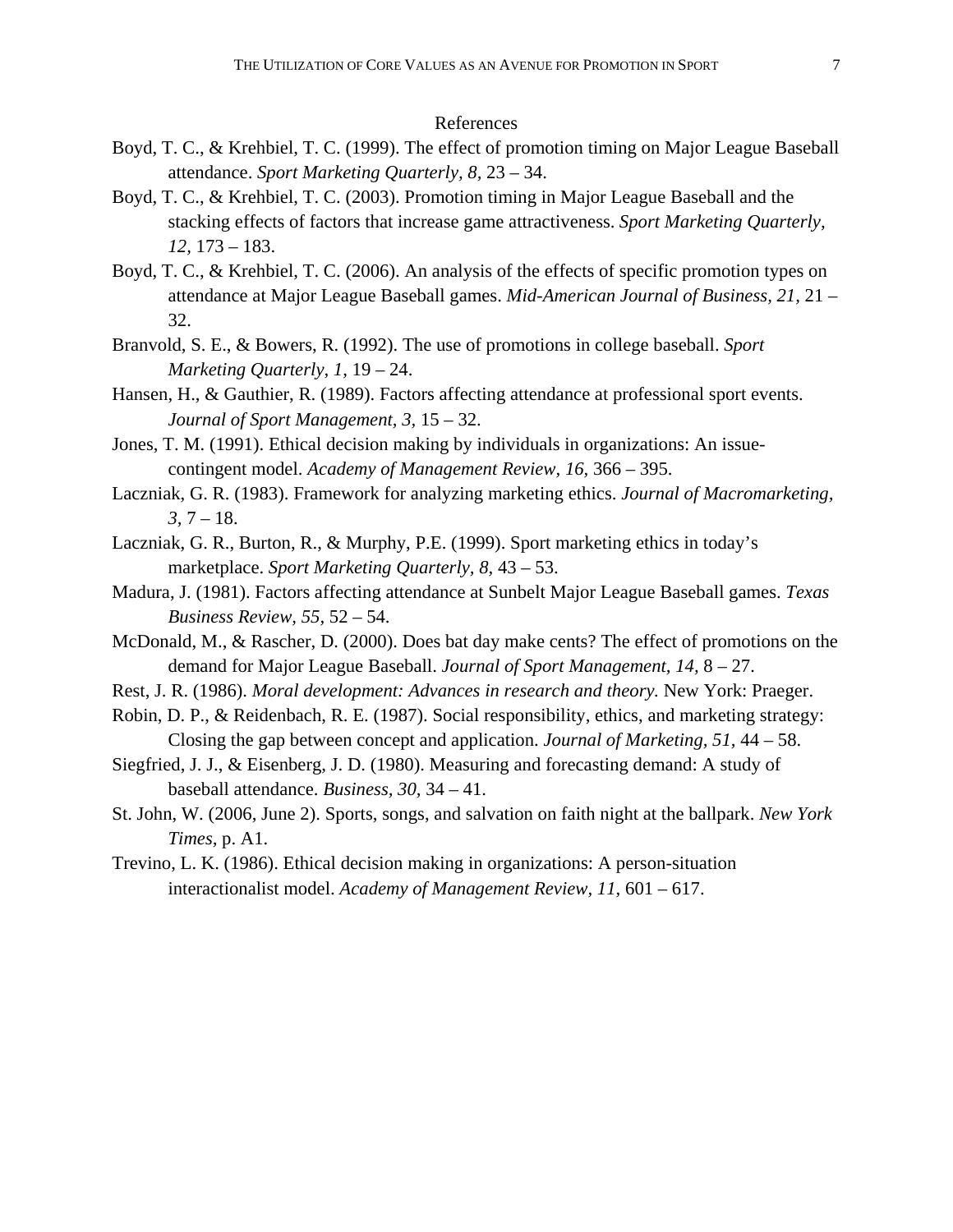## References

Boyd, T. C., & Krehbiel, T. C. (1999). The effect of promotion timing on Major League Baseball attendance. *Sport Marketing Quarterly, 8,* 23 – 34.

Boyd, T. C., & Krehbiel, T. C. (2003). Promotion timing in Major League Baseball and the stacking effects of factors that increase game attractiveness. *Sport Marketing Quarterly, 12*, 173 – 183.

Boyd, T. C., & Krehbiel, T. C. (2006). An analysis of the effects of specific promotion types on attendance at Major League Baseball games. *Mid-American Journal of Business, 21,* 21 – 32.

Branvold, S. E., & Bowers, R. (1992). The use of promotions in college baseball. *Sport Marketing Quarterly, 1,* 19 – 24.

Hansen, H., & Gauthier, R. (1989). Factors affecting attendance at professional sport events. *Journal of Sport Management, 3,* 15 – 32.

Jones, T. M. (1991). Ethical decision making by individuals in organizations: An issue-contingent model. *Academy of Management Review, 16,* 366 – 395.

Laczniak, G. R. (1983). Framework for analyzing marketing ethics. *Journal of Macromarketing, 3*, 7 – 18.

Laczniak, G. R., Burton, R., & Murphy, P.E. (1999). Sport marketing ethics in today's marketplace. *Sport Marketing Quarterly, 8*, 43 – 53.

Madura, J. (1981). Factors affecting attendance at Sunbelt Major League Baseball games. *Texas Business Review, 55*, 52 – 54.

McDonald, M., & Rascher, D. (2000). Does bat day make cents? The effect of promotions on the demand for Major League Baseball. *Journal of Sport Management, 14,* 8 – 27.

Rest, J. R. (1986). *Moral development: Advances in research and theory.* New York: Praeger.

Robin, D. P., & Reidenbach, R. E. (1987). Social responsibility, ethics, and marketing strategy: Closing the gap between concept and application. *Journal of Marketing, 51,* 44 – 58.

Siegfried, J. J., & Eisenberg, J. D. (1980). Measuring and forecasting demand: A study of baseball attendance. *Business, 30,* 34 – 41.

St. John, W. (2006, June 2). Sports, songs, and salvation on faith night at the ballpark. *New York Times,* p. A1.

Trevino, L. K. (1986). Ethical decision making in organizations: A person-situation interactionalist model. *Academy of Management Review*, *11,* 601 – 617.